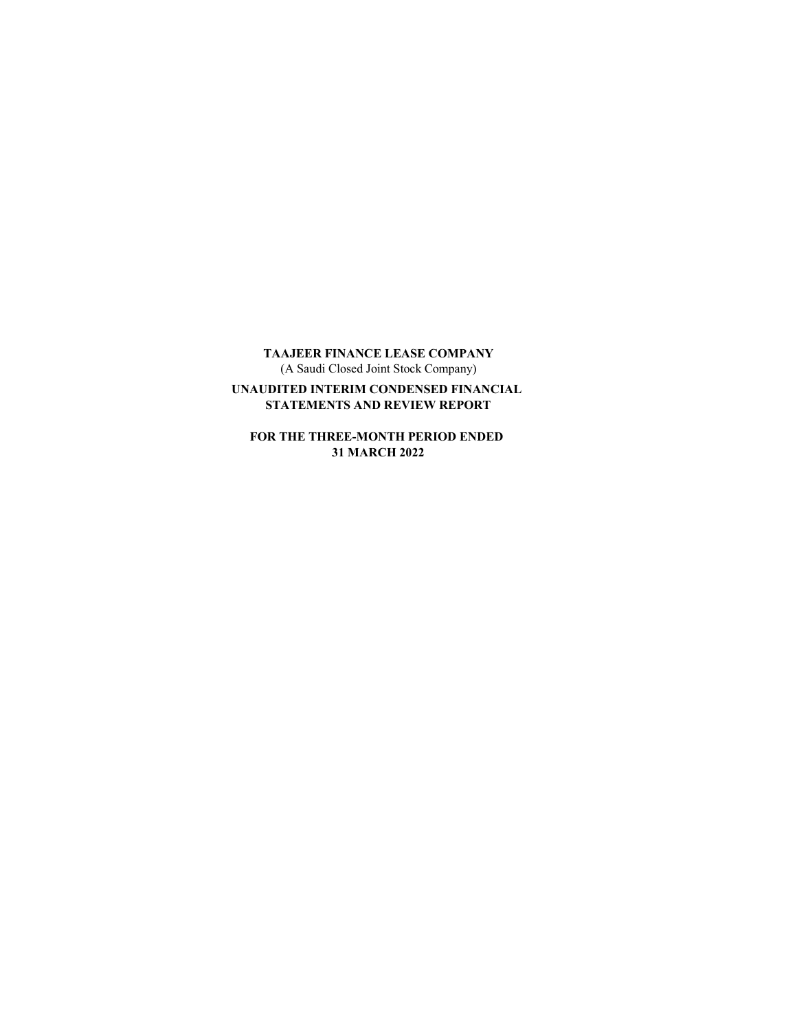**TAAJEER FINANCE LEASE COMPANY**
(A Saudi Closed Joint Stock Company)

**UNAUDITED INTERIM CONDENSED FINANCIAL STATEMENTS AND REVIEW REPORT**

**FOR THE THREE-MONTH PERIOD ENDED 31 MARCH 2022**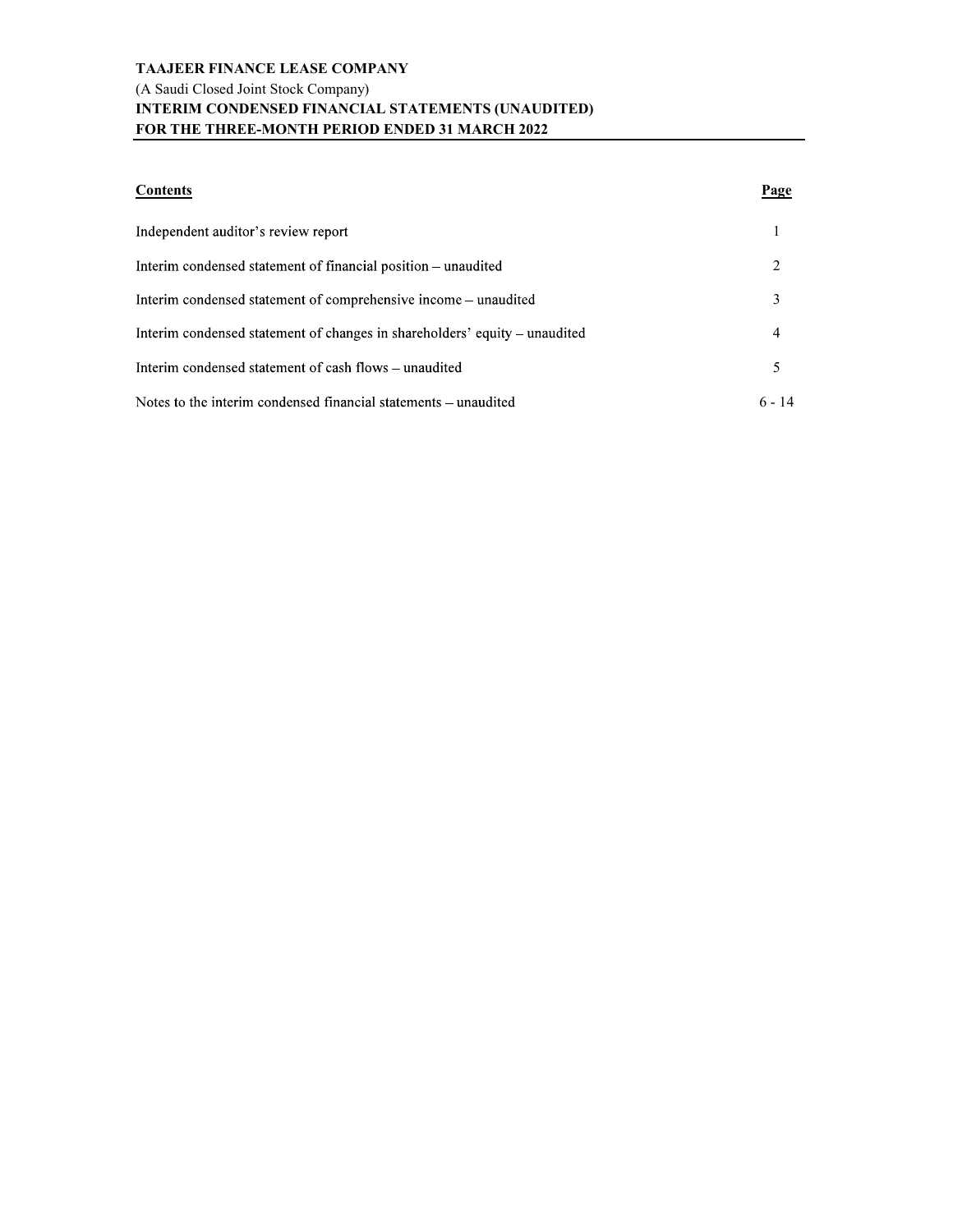**TAAJEER FINANCE LEASE COMPANY**
(A Saudi Closed Joint Stock Company)
**INTERIM CONDENSED FINANCIAL STATEMENTS (UNAUDITED)**
**FOR THE THREE-MONTH PERIOD ENDED 31 MARCH 2022**

| **Contents** | **Page** |
|---|---|
| Independent auditor's review report | 1 |
| Interim condensed statement of financial position – unaudited | 2 |
| Interim condensed statement of comprehensive income – unaudited | 3 |
| Interim condensed statement of changes in shareholders' equity – unaudited | 4 |
| Interim condensed statement of cash flows – unaudited | 5 |
| Notes to the interim condensed financial statements – unaudited | 6 - 14 |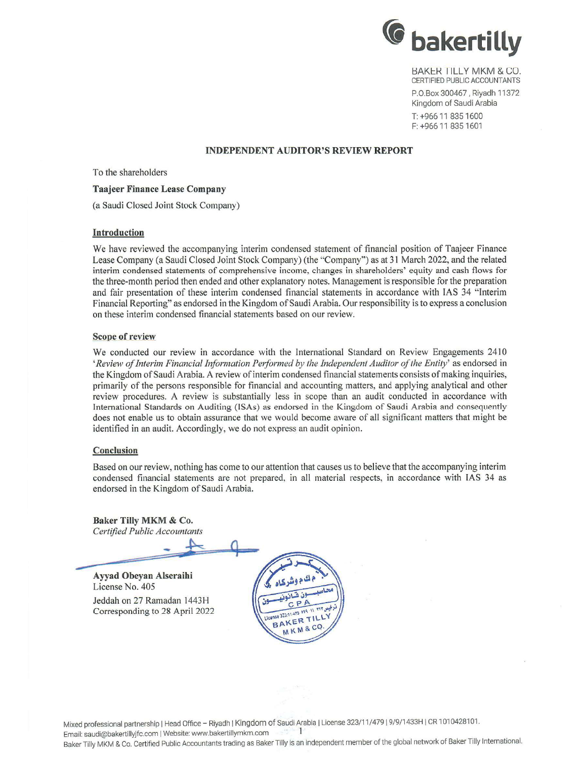bakertilly

BAKER TILLY MKM & CO.
CERTIFIED PUBLIC ACCOUNTANTS
P.O.Box 300467, Riyadh 11372
Kingdom of Saudi Arabia
T: +966 11 835 1600
F: +966 11 835 1601

## INDEPENDENT AUDITOR'S REVIEW REPORT

To the shareholders

**Taajeer Finance Lease Company**

(a Saudi Closed Joint Stock Company)

### Introduction

We have reviewed the accompanying interim condensed statement of financial position of Taajeer Finance Lease Company (a Saudi Closed Joint Stock Company) (the "Company") as at 31 March 2022, and the related interim condensed statements of comprehensive income, changes in shareholders' equity and cash flows for the three-month period then ended and other explanatory notes. Management is responsible for the preparation and fair presentation of these interim condensed financial statements in accordance with IAS 34 "Interim Financial Reporting" as endorsed in the Kingdom of Saudi Arabia. Our responsibility is to express a conclusion on these interim condensed financial statements based on our review.

### Scope of review

We conducted our review in accordance with the International Standard on Review Engagements 2410 '*Review of Interim Financial Information Performed by the Independent Auditor of the Entity*' as endorsed in the Kingdom of Saudi Arabia. A review of interim condensed financial statements consists of making inquiries, primarily of the persons responsible for financial and accounting matters, and applying analytical and other review procedures. A review is substantially less in scope than an audit conducted in accordance with International Standards on Auditing (ISAs) as endorsed in the Kingdom of Saudi Arabia and consequently does not enable us to obtain assurance that we would become aware of all significant matters that might be identified in an audit. Accordingly, we do not express an audit opinion.

### Conclusion

Based on our review, nothing has come to our attention that causes us to believe that the accompanying interim condensed financial statements are not prepared, in all material respects, in accordance with IAS 34 as endorsed in the Kingdom of Saudi Arabia.

**Baker Tilly MKM & Co.**
*Certified Public Accountants*

**Ayyad Obeyan Alseraihi**
License No. 405
Jeddah on 27 Ramadan 1443H
Corresponding to 28 April 2022

Mixed professional partnership | Head Office – Riyadh | Kingdom of Saudi Arabia | License 323/11/479 | 9/9/1433H | CR 1010428101.
Email: saudi@bakertillyjfc.com | Website: www.bakertillymkm.com
Baker Tilly MKM & Co. Certified Public Accountants trading as Baker Tilly is an independent member of the global network of Baker Tilly International.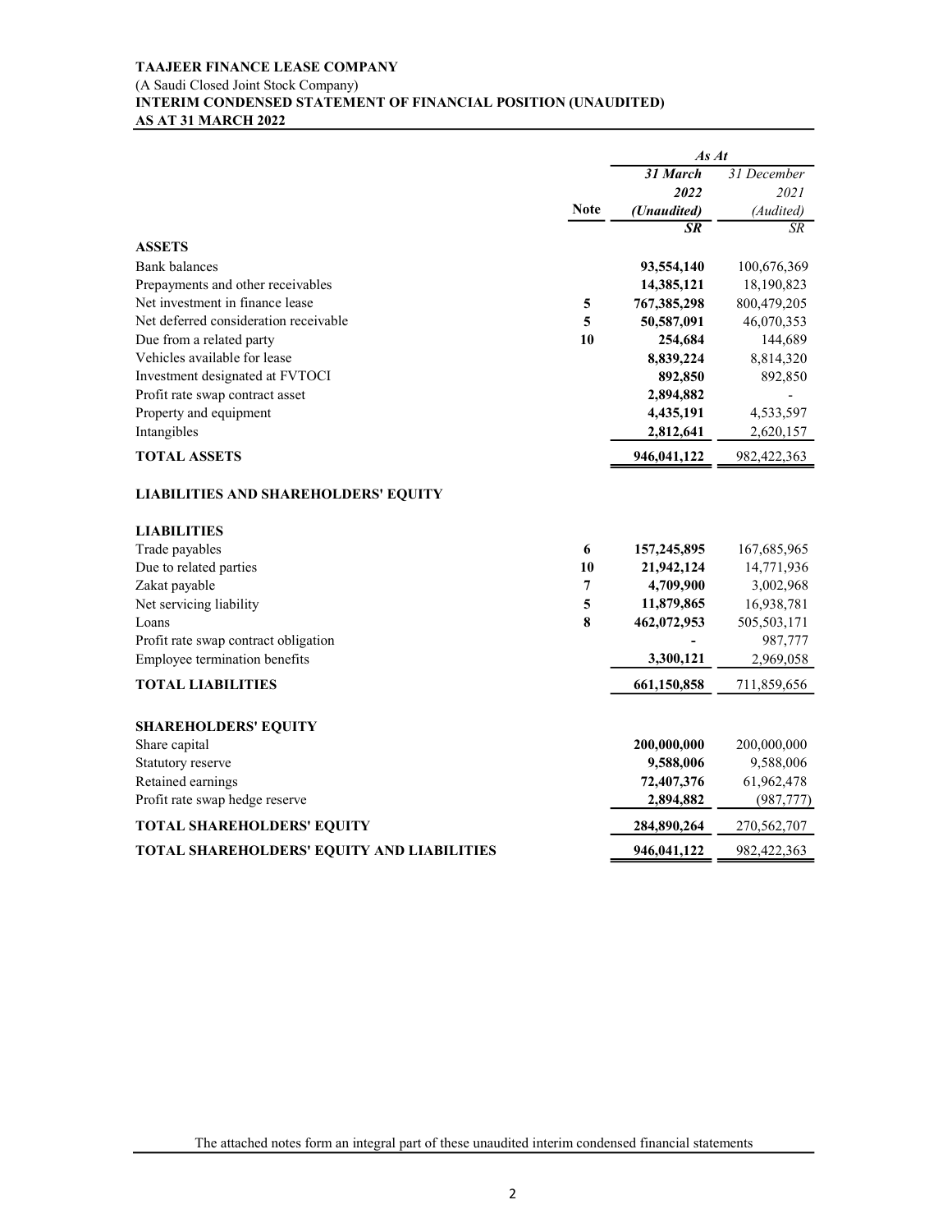**TAAJEER FINANCE LEASE COMPANY**
(A Saudi Closed Joint Stock Company)
**INTERIM CONDENSED STATEMENT OF FINANCIAL POSITION (UNAUDITED)**
**AS AT 31 MARCH 2022**

| | | *As At* | |
|---|---|---|---|
| | **Note** | ***31 March 2022 (Unaudited)*** | *31 December 2021 (Audited)* |
| | | ***SR*** | *SR* |
| **ASSETS** | | | |
| Bank balances | | **93,554,140** | 100,676,369 |
| Prepayments and other receivables | | **14,385,121** | 18,190,823 |
| Net investment in finance lease | **5** | **767,385,298** | 800,479,205 |
| Net deferred consideration receivable | **5** | **50,587,091** | 46,070,353 |
| Due from a related party | **10** | **254,684** | 144,689 |
| Vehicles available for lease | | **8,839,224** | 8,814,320 |
| Investment designated at FVTOCI | | **892,850** | 892,850 |
| Profit rate swap contract asset | | **2,894,882** | - |
| Property and equipment | | **4,435,191** | 4,533,597 |
| Intangibles | | **2,812,641** | 2,620,157 |
| **TOTAL ASSETS** | | **946,041,122** | 982,422,363 |
| **LIABILITIES AND SHAREHOLDERS' EQUITY** | | | |
| **LIABILITIES** | | | |
| Trade payables | **6** | **157,245,895** | 167,685,965 |
| Due to related parties | **10** | **21,942,124** | 14,771,936 |
| Zakat payable | **7** | **4,709,900** | 3,002,968 |
| Net servicing liability | **5** | **11,879,865** | 16,938,781 |
| Loans | **8** | **462,072,953** | 505,503,171 |
| Profit rate swap contract obligation | | **-** | 987,777 |
| Employee termination benefits | | **3,300,121** | 2,969,058 |
| **TOTAL LIABILITIES** | | **661,150,858** | 711,859,656 |
| **SHAREHOLDERS' EQUITY** | | | |
| Share capital | | **200,000,000** | 200,000,000 |
| Statutory reserve | | **9,588,006** | 9,588,006 |
| Retained earnings | | **72,407,376** | 61,962,478 |
| Profit rate swap hedge reserve | | **2,894,882** | (987,777) |
| **TOTAL SHAREHOLDERS' EQUITY** | | **284,890,264** | 270,562,707 |
| **TOTAL SHAREHOLDERS' EQUITY AND LIABILITIES** | | **946,041,122** | 982,422,363 |

The attached notes form an integral part of these unaudited interim condensed financial statements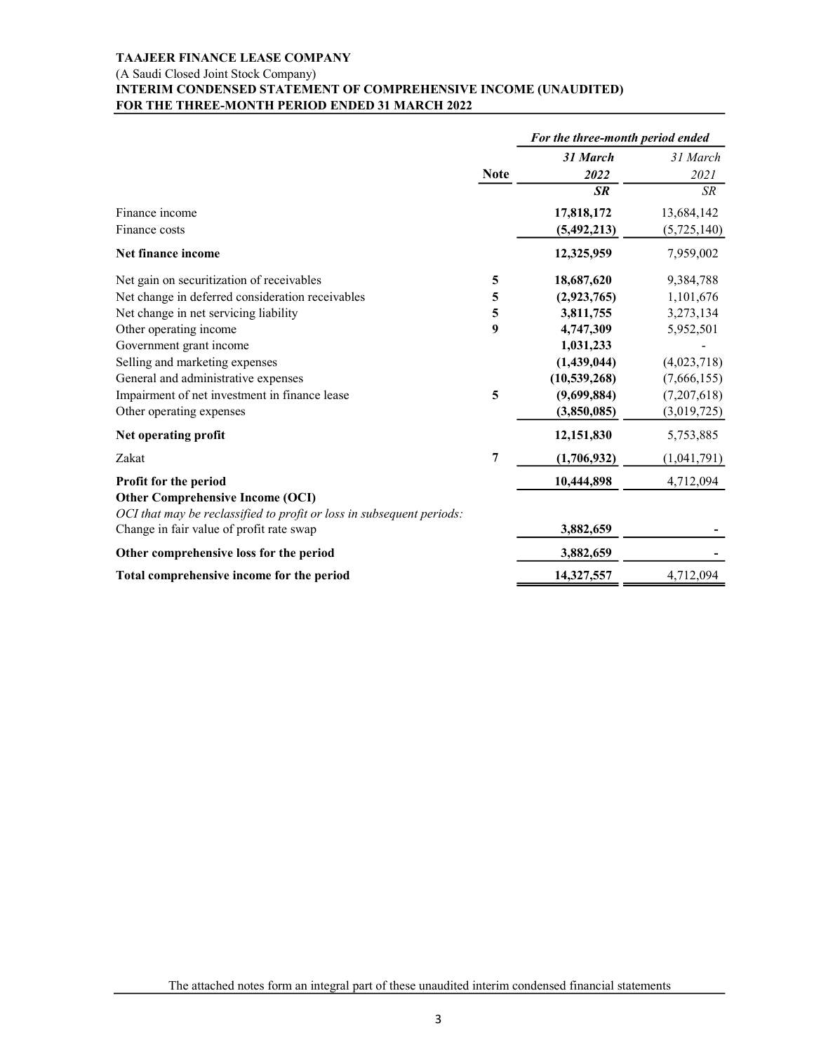**TAAJEER FINANCE LEASE COMPANY**

(A Saudi Closed Joint Stock Company)

**INTERIM CONDENSED STATEMENT OF COMPREHENSIVE INCOME (UNAUDITED)**

**FOR THE THREE-MONTH PERIOD ENDED 31 MARCH 2022**

| | Note | *For the three-month period ended* | |
|---|---|---|---|
| | | ***31 March 2022*** | *31 March 2021* |
| | | ***SR*** | *SR* |
| Finance income | | **17,818,172** | 13,684,142 |
| Finance costs | | **(5,492,213)** | (5,725,140) |
| **Net finance income** | | **12,325,959** | 7,959,002 |
| Net gain on securitization of receivables | **5** | **18,687,620** | 9,384,788 |
| Net change in deferred consideration receivables | **5** | **(2,923,765)** | 1,101,676 |
| Net change in net servicing liability | **5** | **3,811,755** | 3,273,134 |
| Other operating income | **9** | **4,747,309** | 5,952,501 |
| Government grant income | | **1,031,233** | - |
| Selling and marketing expenses | | **(1,439,044)** | (4,023,718) |
| General and administrative expenses | | **(10,539,268)** | (7,666,155) |
| Impairment of net investment in finance lease | **5** | **(9,699,884)** | (7,207,618) |
| Other operating expenses | | **(3,850,085)** | (3,019,725) |
| **Net operating profit** | | **12,151,830** | 5,753,885 |
| Zakat | **7** | **(1,706,932)** | (1,041,791) |
| **Profit for the period** | | **10,444,898** | 4,712,094 |
| **Other Comprehensive Income (OCI)** | | | |
| *OCI that may be reclassified to profit or loss in subsequent periods:* | | | |
| Change in fair value of profit rate swap | | **3,882,659** | **-** |
| **Other comprehensive loss for the period** | | **3,882,659** | **-** |
| **Total comprehensive income for the period** | | **14,327,557** | 4,712,094 |

The attached notes form an integral part of these unaudited interim condensed financial statements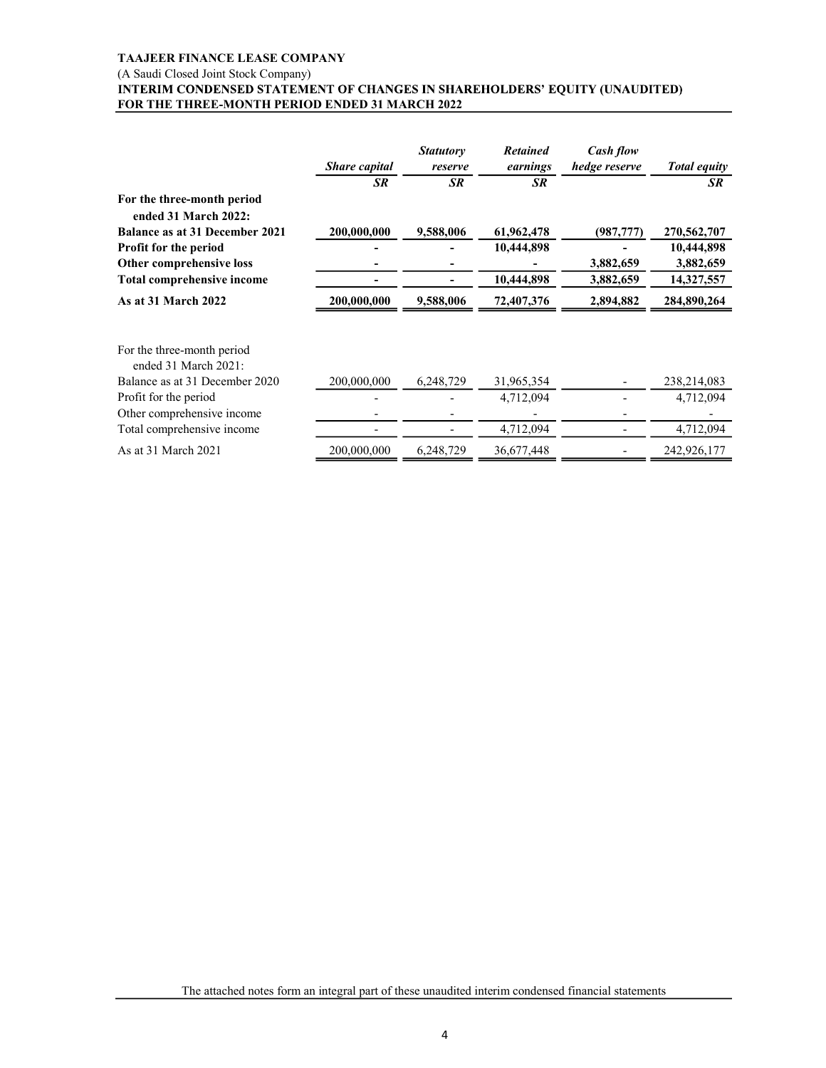**TAAJEER FINANCE LEASE COMPANY**
(A Saudi Closed Joint Stock Company)
**INTERIM CONDENSED STATEMENT OF CHANGES IN SHAREHOLDERS' EQUITY (UNAUDITED)**
**FOR THE THREE-MONTH PERIOD ENDED 31 MARCH 2022**

| | *Share capital* | *Statutory reserve* | *Retained earnings* | *Cash flow hedge reserve* | *Total equity* |
|---|---|---|---|---|---|
| | *SR* | *SR* | *SR* | | *SR* |
| **For the three-month period ended 31 March 2022:** | | | | | |
| **Balance as at 31 December 2021** | **200,000,000** | **9,588,006** | **61,962,478** | **(987,777)** | **270,562,707** |
| **Profit for the period** | **-** | **-** | **10,444,898** | **-** | **10,444,898** |
| **Other comprehensive loss** | **-** | **-** | **-** | **3,882,659** | **3,882,659** |
| **Total comprehensive income** | **-** | **-** | **10,444,898** | **3,882,659** | **14,327,557** |
| **As at 31 March 2022** | **200,000,000** | **9,588,006** | **72,407,376** | **2,894,882** | **284,890,264** |
| | | | | | |
| For the three-month period ended 31 March 2021: | | | | | |
| Balance as at 31 December 2020 | 200,000,000 | 6,248,729 | 31,965,354 | - | 238,214,083 |
| Profit for the period | - | - | 4,712,094 | - | 4,712,094 |
| Other comprehensive income | - | - | - | - | - |
| Total comprehensive income | - | - | 4,712,094 | - | 4,712,094 |
| As at 31 March 2021 | 200,000,000 | 6,248,729 | 36,677,448 | - | 242,926,177 |

The attached notes form an integral part of these unaudited interim condensed financial statements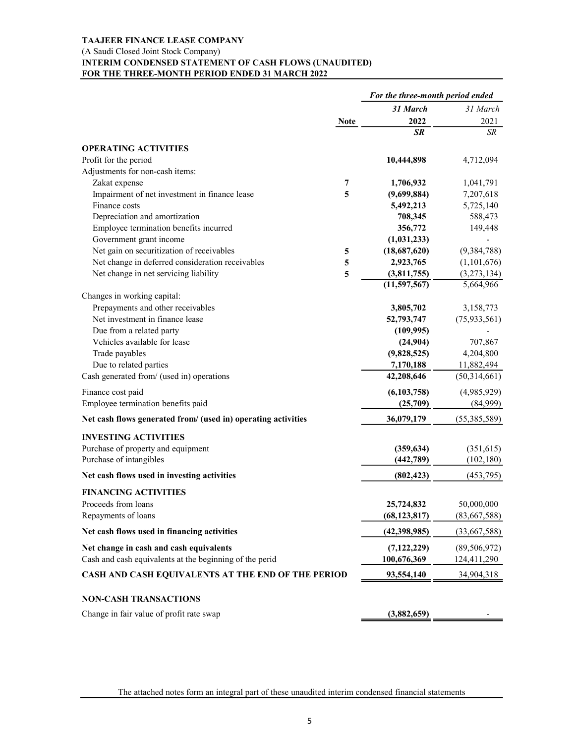**TAAJEER FINANCE LEASE COMPANY**
(A Saudi Closed Joint Stock Company)
**INTERIM CONDENSED STATEMENT OF CASH FLOWS (UNAUDITED)**
**FOR THE THREE-MONTH PERIOD ENDED 31 MARCH 2022**

| | Note | *For the three-month period ended* 31 March 2022 SR | 31 March 2021 SR |
|---|---|---|---|
| **OPERATING ACTIVITIES** | | | |
| Profit for the period | | **10,444,898** | 4,712,094 |
| Adjustments for non-cash items: | | | |
| Zakat expense | 7 | **1,706,932** | 1,041,791 |
| Impairment of net investment in finance lease | 5 | **(9,699,884)** | 7,207,618 |
| Finance costs | | **5,492,213** | 5,725,140 |
| Depreciation and amortization | | **708,345** | 588,473 |
| Employee termination benefits incurred | | **356,772** | 149,448 |
| Government grant income | | **(1,031,233)** | - |
| Net gain on securitization of receivables | 5 | **(18,687,620)** | (9,384,788) |
| Net change in deferred consideration receivables | 5 | **2,923,765** | (1,101,676) |
| Net change in net servicing liability | 5 | **(3,811,755)** | (3,273,134) |
| | | **(11,597,567)** | 5,664,966 |
| Changes in working capital: | | | |
| Prepayments and other receivables | | **3,805,702** | 3,158,773 |
| Net investment in finance lease | | **52,793,747** | (75,933,561) |
| Due from a related party | | **(109,995)** | - |
| Vehicles available for lease | | **(24,904)** | 707,867 |
| Trade payables | | **(9,828,525)** | 4,204,800 |
| Due to related parties | | **7,170,188** | 11,882,494 |
| Cash generated from/ (used in) operations | | **42,208,646** | (50,314,661) |
| Finance cost paid | | **(6,103,758)** | (4,985,929) |
| Employee termination benefits paid | | **(25,709)** | (84,999) |
| **Net cash flows generated from/ (used in) operating activities** | | **36,079,179** | (55,385,589) |
| **INVESTING ACTIVITIES** | | | |
| Purchase of property and equipment | | **(359,634)** | (351,615) |
| Purchase of intangibles | | **(442,789)** | (102,180) |
| **Net cash flows used in investing activities** | | **(802,423)** | (453,795) |
| **FINANCING ACTIVITIES** | | | |
| Proceeds from loans | | **25,724,832** | 50,000,000 |
| Repayments of loans | | **(68,123,817)** | (83,667,588) |
| **Net cash flows used in financing activities** | | **(42,398,985)** | (33,667,588) |
| **Net change in cash and cash equivalents** | | **(7,122,229)** | (89,506,972) |
| Cash and cash equivalents at the beginning of the perid | | **100,676,369** | 124,411,290 |
| **CASH AND CASH EQUIVALENTS AT THE END OF THE PERIOD** | | **93,554,140** | 34,904,318 |
| **NON-CASH TRANSACTIONS** | | | |
| Change in fair value of profit rate swap | | **(3,882,659)** | - |

The attached notes form an integral part of these unaudited interim condensed financial statements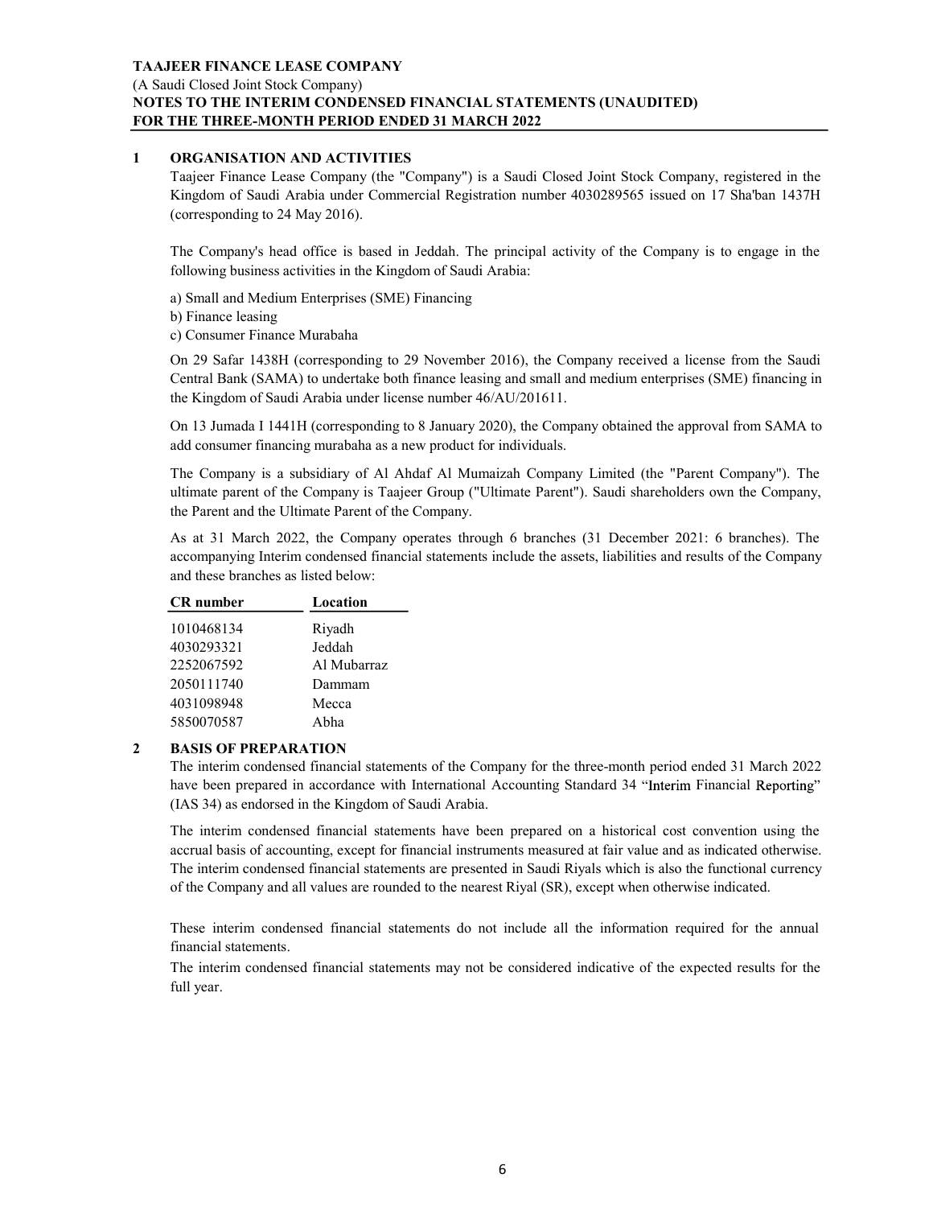## 1 ORGANISATION AND ACTIVITIES

Taajeer Finance Lease Company (the "Company") is a Saudi Closed Joint Stock Company, registered in the Kingdom of Saudi Arabia under Commercial Registration number 4030289565 issued on 17 Sha'ban 1437H (corresponding to 24 May 2016).

The Company's head office is based in Jeddah. The principal activity of the Company is to engage in the following business activities in the Kingdom of Saudi Arabia:

a) Small and Medium Enterprises (SME) Financing
b) Finance leasing
c) Consumer Finance Murabaha

On 29 Safar 1438H (corresponding to 29 November 2016), the Company received a license from the Saudi Central Bank (SAMA) to undertake both finance leasing and small and medium enterprises (SME) financing in the Kingdom of Saudi Arabia under license number 46/AU/201611.

On 13 Jumada I 1441H (corresponding to 8 January 2020), the Company obtained the approval from SAMA to add consumer financing murabaha as a new product for individuals.

The Company is a subsidiary of Al Ahdaf Al Mumaizah Company Limited (the "Parent Company"). The ultimate parent of the Company is Taajeer Group ("Ultimate Parent"). Saudi shareholders own the Company, the Parent and the Ultimate Parent of the Company.

As at 31 March 2022, the Company operates through 6 branches (31 December 2021: 6 branches). The accompanying Interim condensed financial statements include the assets, liabilities and results of the Company and these branches as listed below:

| CR number | Location |
|---|---|
| 1010468134 | Riyadh |
| 4030293321 | Jeddah |
| 2252067592 | Al Mubarraz |
| 2050111740 | Dammam |
| 4031098948 | Mecca |
| 5850070587 | Abha |

## 2 BASIS OF PREPARATION

The interim condensed financial statements of the Company for the three-month period ended 31 March 2022 have been prepared in accordance with International Accounting Standard 34 "Interim Financial Reporting" (IAS 34) as endorsed in the Kingdom of Saudi Arabia.

The interim condensed financial statements have been prepared on a historical cost convention using the accrual basis of accounting, except for financial instruments measured at fair value and as indicated otherwise. The interim condensed financial statements are presented in Saudi Riyals which is also the functional currency of the Company and all values are rounded to the nearest Riyal (SR), except when otherwise indicated.

These interim condensed financial statements do not include all the information required for the annual financial statements.

The interim condensed financial statements may not be considered indicative of the expected results for the full year.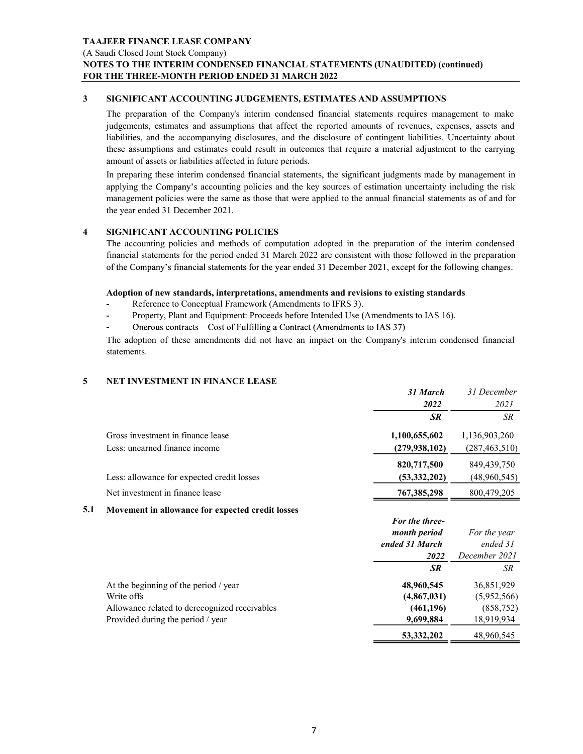## 3 SIGNIFICANT ACCOUNTING JUDGEMENTS, ESTIMATES AND ASSUMPTIONS

The preparation of the Company's interim condensed financial statements requires management to make judgements, estimates and assumptions that affect the reported amounts of revenues, expenses, assets and liabilities, and the accompanying disclosures, and the disclosure of contingent liabilities. Uncertainty about these assumptions and estimates could result in outcomes that require a material adjustment to the carrying amount of assets or liabilities affected in future periods.

In preparing these interim condensed financial statements, the significant judgments made by management in applying the Company's accounting policies and the key sources of estimation uncertainty including the risk management policies were the same as those that were applied to the annual financial statements as of and for the year ended 31 December 2021.

## 4 SIGNIFICANT ACCOUNTING POLICIES

The accounting policies and methods of computation adopted in the preparation of the interim condensed financial statements for the period ended 31 March 2022 are consistent with those followed in the preparation of the Company's financial statements for the year ended 31 December 2021, except for the following changes.

**Adoption of new standards, interpretations, amendments and revisions to existing standards**

- Reference to Conceptual Framework (Amendments to IFRS 3).
- Property, Plant and Equipment: Proceeds before Intended Use (Amendments to IAS 16).
- Onerous contracts – Cost of Fulfilling a Contract (Amendments to IAS 37)

The adoption of these amendments did not have an impact on the Company's interim condensed financial statements.

## 5 NET INVESTMENT IN FINANCE LEASE

| | ***31 March 2022*** | *31 December 2021* |
|---|---|---|
| | ***SR*** | *SR* |
| Gross investment in finance lease | **1,100,655,602** | 1,136,903,260 |
| Less: unearned finance income | **(279,938,102)** | (287,463,510) |
| | **820,717,500** | 849,439,750 |
| Less: allowance for expected credit losses | **(53,332,202)** | (48,960,545) |
| Net investment in finance lease | **767,385,298** | 800,479,205 |

### 5.1 Movement in allowance for expected credit losses

| | ***For the three-month period ended 31 March 2022*** | *For the year ended 31 December 2021* |
|---|---|---|
| | ***SR*** | *SR* |
| At the beginning of the period / year | **48,960,545** | 36,851,929 |
| Write offs | **(4,867,031)** | (5,952,566) |
| Allowance related to derecognized receivables | **(461,196)** | (858,752) |
| Provided during the period / year | **9,699,884** | 18,919,934 |
| | **53,332,202** | 48,960,545 |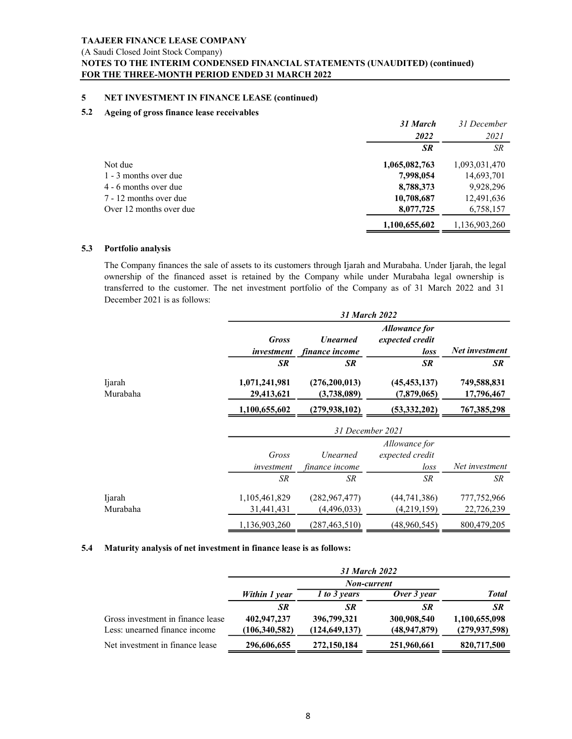**TAAJEER FINANCE LEASE COMPANY**
(A Saudi Closed Joint Stock Company)
**NOTES TO THE INTERIM CONDENSED FINANCIAL STATEMENTS (UNAUDITED) (continued)**
**FOR THE THREE-MONTH PERIOD ENDED 31 MARCH 2022**

## 5 NET INVESTMENT IN FINANCE LEASE (continued)

### 5.2 Ageing of gross finance lease receivables

| | ***31 March 2022*** | *31 December 2021* |
|---|---|---|
| | ***SR*** | *SR* |
| Not due | **1,065,082,763** | 1,093,031,470 |
| 1 - 3 months over due | **7,998,054** | 14,693,701 |
| 4 - 6 months over due | **8,788,373** | 9,928,296 |
| 7 - 12 months over due | **10,708,687** | 12,491,636 |
| Over 12 months over due | **8,077,725** | 6,758,157 |
| | **1,100,655,602** | 1,136,903,260 |

### 5.3 Portfolio analysis

The Company finances the sale of assets to its customers through Ijarah and Murabaha. Under Ijarah, the legal ownership of the financed asset is retained by the Company while under Murabaha legal ownership is transferred to the customer. The net investment portfolio of the Company as of 31 March 2022 and 31 December 2021 is as follows:

| | ***31 March 2022*** | | | |
|---|---|---|---|---|
| | ***Gross investment*** | ***Unearned finance income*** | ***Allowance for expected credit loss*** | ***Net investment*** |
| | ***SR*** | ***SR*** | ***SR*** | ***SR*** |
| Ijarah | **1,071,241,981** | **(276,200,013)** | **(45,453,137)** | **749,588,831** |
| Murabaha | **29,413,621** | **(3,738,089)** | **(7,879,065)** | **17,796,467** |
| | **1,100,655,602** | **(279,938,102)** | **(53,332,202)** | **767,385,298** |

| | *31 December 2021* | | | |
|---|---|---|---|---|
| | *Gross investment* | *Unearned finance income* | *Allowance for expected credit loss* | *Net investment* |
| | *SR* | *SR* | *SR* | *SR* |
| Ijarah | 1,105,461,829 | (282,967,477) | (44,741,386) | 777,752,966 |
| Murabaha | 31,441,431 | (4,496,033) | (4,219,159) | 22,726,239 |
| | 1,136,903,260 | (287,463,510) | (48,960,545) | 800,479,205 |

### 5.4 Maturity analysis of net investment in finance lease is as follows:

| | ***31 March 2022*** | | | |
|---|---|---|---|---|
| | | ***Non-current*** | | |
| | ***Within 1 year*** | ***1 to 3 years*** | ***Over 3 year*** | ***Total*** |
| | ***SR*** | ***SR*** | ***SR*** | ***SR*** |
| Gross investment in finance lease | **402,947,237** | **396,799,321** | **300,908,540** | **1,100,655,098** |
| Less: unearned finance income | **(106,340,582)** | **(124,649,137)** | **(48,947,879)** | **(279,937,598)** |
| Net investment in finance lease | **296,606,655** | **272,150,184** | **251,960,661** | **820,717,500** |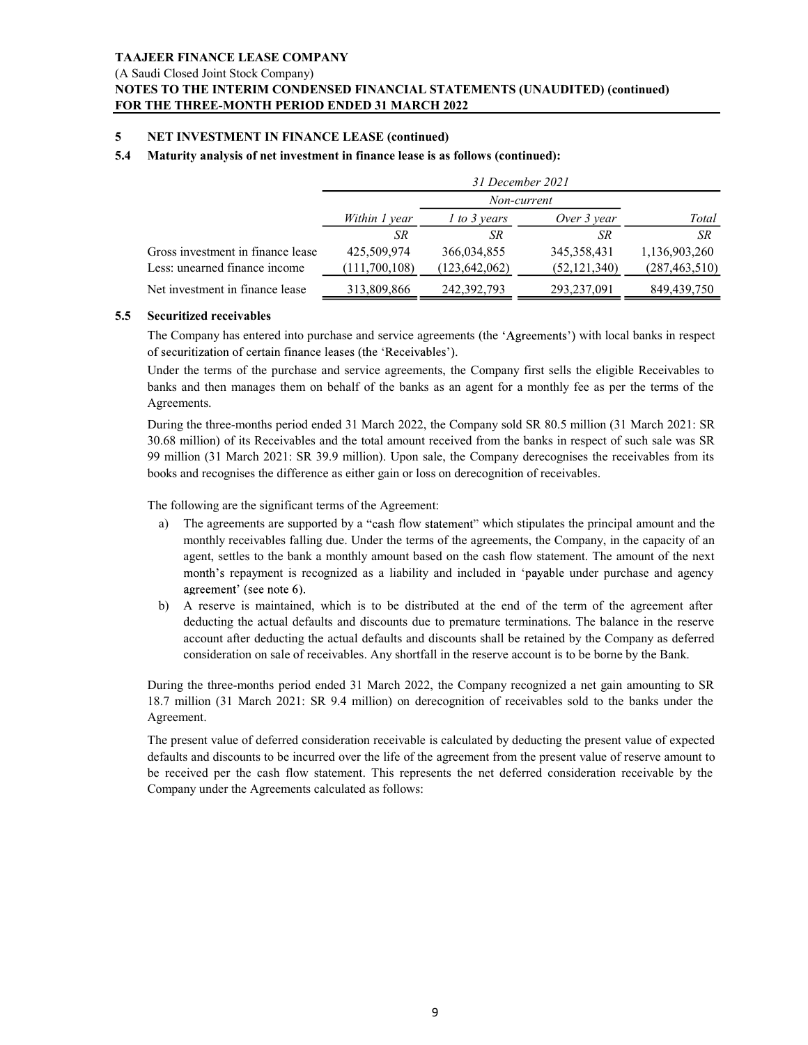## 5 NET INVESTMENT IN FINANCE LEASE (continued)

### 5.4 Maturity analysis of net investment in finance lease is as follows (continued):

| | *31 December 2021* | | | |
|---|---|---|---|---|
| | | *Non-current* | | |
| | *Within 1 year* | *1 to 3 years* | *Over 3 year* | *Total* |
| | *SR* | *SR* | *SR* | *SR* |
| Gross investment in finance lease | 425,509,974 | 366,034,855 | 345,358,431 | 1,136,903,260 |
| Less: unearned finance income | (111,700,108) | (123,642,062) | (52,121,340) | (287,463,510) |
| Net investment in finance lease | 313,809,866 | 242,392,793 | 293,237,091 | 849,439,750 |

### 5.5 Securitized receivables

The Company has entered into purchase and service agreements (the 'Agreements') with local banks in respect of securitization of certain finance leases (the 'Receivables').

Under the terms of the purchase and service agreements, the Company first sells the eligible Receivables to banks and then manages them on behalf of the banks as an agent for a monthly fee as per the terms of the Agreements.

During the three-months period ended 31 March 2022, the Company sold SR 80.5 million (31 March 2021: SR 30.68 million) of its Receivables and the total amount received from the banks in respect of such sale was SR 99 million (31 March 2021: SR 39.9 million). Upon sale, the Company derecognises the receivables from its books and recognises the difference as either gain or loss on derecognition of receivables.

The following are the significant terms of the Agreement:

a) The agreements are supported by a "cash flow statement" which stipulates the principal amount and the monthly receivables falling due. Under the terms of the agreements, the Company, in the capacity of an agent, settles to the bank a monthly amount based on the cash flow statement. The amount of the next month's repayment is recognized as a liability and included in 'payable under purchase and agency agreement' (see note 6).

b) A reserve is maintained, which is to be distributed at the end of the term of the agreement after deducting the actual defaults and discounts due to premature terminations. The balance in the reserve account after deducting the actual defaults and discounts shall be retained by the Company as deferred consideration on sale of receivables. Any shortfall in the reserve account is to be borne by the Bank.

During the three-months period ended 31 March 2022, the Company recognized a net gain amounting to SR 18.7 million (31 March 2021: SR 9.4 million) on derecognition of receivables sold to the banks under the Agreement.

The present value of deferred consideration receivable is calculated by deducting the present value of expected defaults and discounts to be incurred over the life of the agreement from the present value of reserve amount to be received per the cash flow statement. This represents the net deferred consideration receivable by the Company under the Agreements calculated as follows: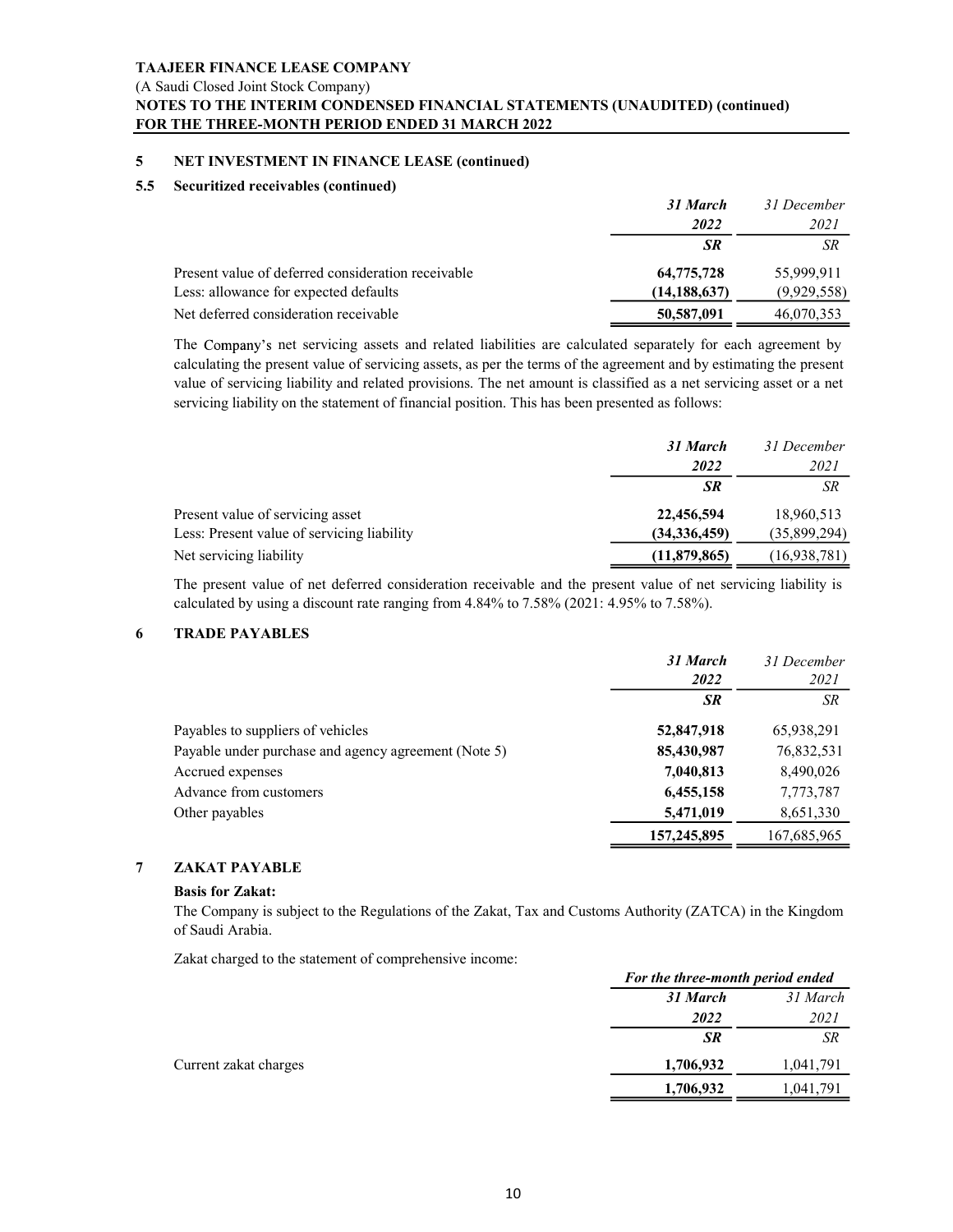## 5 NET INVESTMENT IN FINANCE LEASE (continued)

### 5.5 Securitized receivables (continued)

| | 31 March 2022 | 31 December 2021 |
|---|---|---|
| | SR | SR |
| Present value of deferred consideration receivable | 64,775,728 | 55,999,911 |
| Less: allowance for expected defaults | (14,188,637) | (9,929,558) |
| Net deferred consideration receivable | 50,587,091 | 46,070,353 |

The Company's net servicing assets and related liabilities are calculated separately for each agreement by calculating the present value of servicing assets, as per the terms of the agreement and by estimating the present value of servicing liability and related provisions. The net amount is classified as a net servicing asset or a net servicing liability on the statement of financial position. This has been presented as follows:

| | 31 March 2022 | 31 December 2021 |
|---|---|---|
| | SR | SR |
| Present value of servicing asset | 22,456,594 | 18,960,513 |
| Less: Present value of servicing liability | (34,336,459) | (35,899,294) |
| Net servicing liability | (11,879,865) | (16,938,781) |

The present value of net deferred consideration receivable and the present value of net servicing liability is calculated by using a discount rate ranging from 4.84% to 7.58% (2021: 4.95% to 7.58%).

## 6 TRADE PAYABLES

| | 31 March 2022 | 31 December 2021 |
|---|---|---|
| | SR | SR |
| Payables to suppliers of vehicles | 52,847,918 | 65,938,291 |
| Payable under purchase and agency agreement (Note 5) | 85,430,987 | 76,832,531 |
| Accrued expenses | 7,040,813 | 8,490,026 |
| Advance from customers | 6,455,158 | 7,773,787 |
| Other payables | 5,471,019 | 8,651,330 |
| | 157,245,895 | 167,685,965 |

## 7 ZAKAT PAYABLE

**Basis for Zakat:**

The Company is subject to the Regulations of the Zakat, Tax and Customs Authority (ZATCA) in the Kingdom of Saudi Arabia.

Zakat charged to the statement of comprehensive income:

| | For the three-month period ended | |
|---|---|---|
| | 31 March 2022 | 31 March 2021 |
| | SR | SR |
| Current zakat charges | 1,706,932 | 1,041,791 |
| | 1,706,932 | 1,041,791 |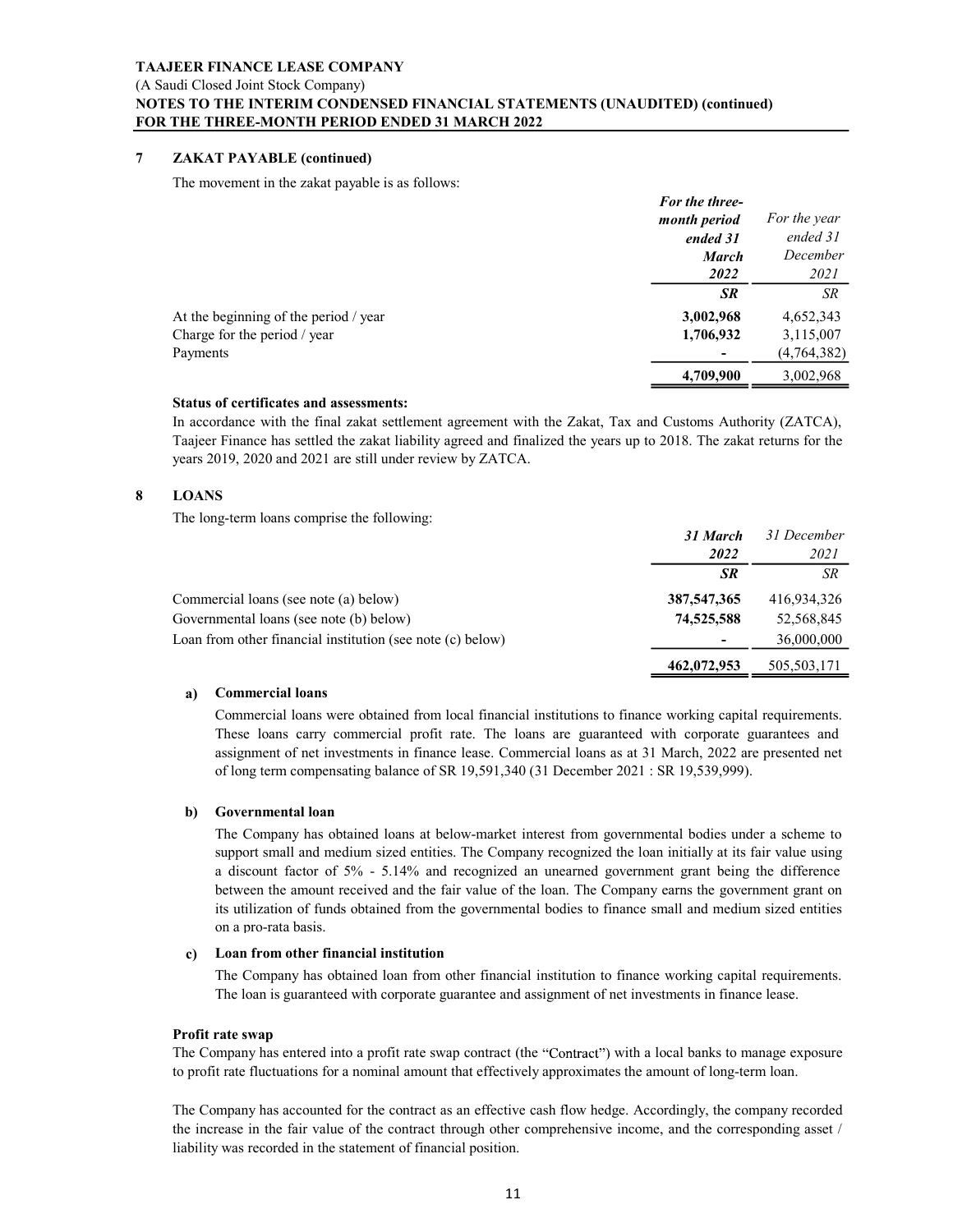## 7 ZAKAT PAYABLE (continued)

The movement in the zakat payable is as follows:

| | *For the three-month period ended 31 March 2022* | *For the year ended 31 December 2021* |
|---|---|---|
| | ***SR*** | *SR* |
| At the beginning of the period / year | **3,002,968** | 4,652,343 |
| Charge for the period / year | **1,706,932** | 3,115,007 |
| Payments | **-** | (4,764,382) |
| | **4,709,900** | 3,002,968 |

**Status of certificates and assessments:**

In accordance with the final zakat settlement agreement with the Zakat, Tax and Customs Authority (ZATCA), Taajeer Finance has settled the zakat liability agreed and finalized the years up to 2018. The zakat returns for the years 2019, 2020 and 2021 are still under review by ZATCA.

## 8 LOANS

The long-term loans comprise the following:

| | *31 March 2022* | *31 December 2021* |
|---|---|---|
| | ***SR*** | *SR* |
| Commercial loans (see note (a) below) | **387,547,365** | 416,934,326 |
| Governmental loans (see note (b) below) | **74,525,588** | 52,568,845 |
| Loan from other financial institution (see note (c) below) | **-** | 36,000,000 |
| | **462,072,953** | 505,503,171 |

### a) Commercial loans

Commercial loans were obtained from local financial institutions to finance working capital requirements. These loans carry commercial profit rate. The loans are guaranteed with corporate guarantees and assignment of net investments in finance lease. Commercial loans as at 31 March, 2022 are presented net of long term compensating balance of SR 19,591,340 (31 December 2021 : SR 19,539,999).

### b) Governmental loan

The Company has obtained loans at below-market interest from governmental bodies under a scheme to support small and medium sized entities. The Company recognized the loan initially at its fair value using a discount factor of 5% - 5.14% and recognized an unearned government grant being the difference between the amount received and the fair value of the loan. The Company earns the government grant on its utilization of funds obtained from the governmental bodies to finance small and medium sized entities on a pro-rata basis.

### c) Loan from other financial institution

The Company has obtained loan from other financial institution to finance working capital requirements. The loan is guaranteed with corporate guarantee and assignment of net investments in finance lease.

**Profit rate swap**

The Company has entered into a profit rate swap contract (the "Contract") with a local banks to manage exposure to profit rate fluctuations for a nominal amount that effectively approximates the amount of long-term loan.

The Company has accounted for the contract as an effective cash flow hedge. Accordingly, the company recorded the increase in the fair value of the contract through other comprehensive income, and the corresponding asset / liability was recorded in the statement of financial position.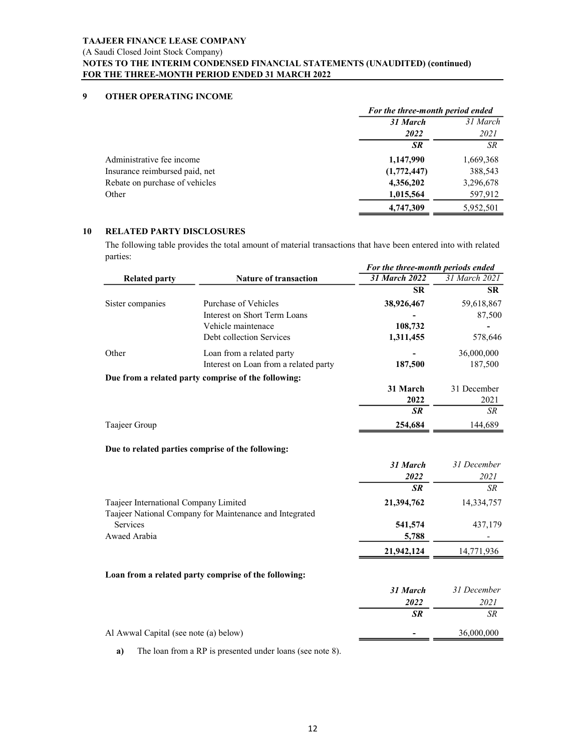**TAAJEER FINANCE LEASE COMPANY**
(A Saudi Closed Joint Stock Company)
**NOTES TO THE INTERIM CONDENSED FINANCIAL STATEMENTS (UNAUDITED) (continued)**
**FOR THE THREE-MONTH PERIOD ENDED 31 MARCH 2022**

## 9 OTHER OPERATING INCOME

| | *For the three-month period ended* | |
|---|---|---|
| | ***31 March 2022*** | *31 March 2021* |
| | ***SR*** | *SR* |
| Administrative fee income | **1,147,990** | 1,669,368 |
| Insurance reimbursed paid, net | **(1,772,447)** | 388,543 |
| Rebate on purchase of vehicles | **4,356,202** | 3,296,678 |
| Other | **1,015,564** | 597,912 |
| | **4,747,309** | 5,952,501 |

## 10 RELATED PARTY DISCLOSURES

The following table provides the total amount of material transactions that have been entered into with related parties:

| | | *For the three-month periods ended* | |
|---|---|---|---|
| **Related party** | **Nature of transaction** | ***31 March 2022*** | *31 March 2021* |
| | | **SR** | **SR** |
| Sister companies | Purchase of Vehicles | **38,926,467** | 59,618,867 |
| | Interest on Short Term Loans | **-** | 87,500 |
| | Vehicle maintenace | **108,732** | - |
| | Debt collection Services | **1,311,455** | 578,646 |
| Other | Loan from a related party | **-** | 36,000,000 |
| | Interest on Loan from a related party | **187,500** | 187,500 |

**Due from a related party comprise of the following:**

| | **31 March 2022** | 31 December 2021 |
|---|---|---|
| | ***SR*** | *SR* |
| Taajeer Group | **254,684** | 144,689 |

**Due to related parties comprise of the following:**

| | ***31 March 2022*** | *31 December 2021* |
|---|---|---|
| | ***SR*** | *SR* |
| Taajeer International Company Limited | **21,394,762** | 14,334,757 |
| Taajeer National Company for Maintenance and Integrated Services | **541,574** | 437,179 |
| Awaed Arabia | **5,788** | - |
| | **21,942,124** | 14,771,936 |

**Loan from a related party comprise of the following:**

| | ***31 March 2022*** | *31 December 2021* |
|---|---|---|
| | ***SR*** | *SR* |
| Al Awwal Capital (see note (a) below) | **-** | 36,000,000 |

**a)** The loan from a RP is presented under loans (see note 8).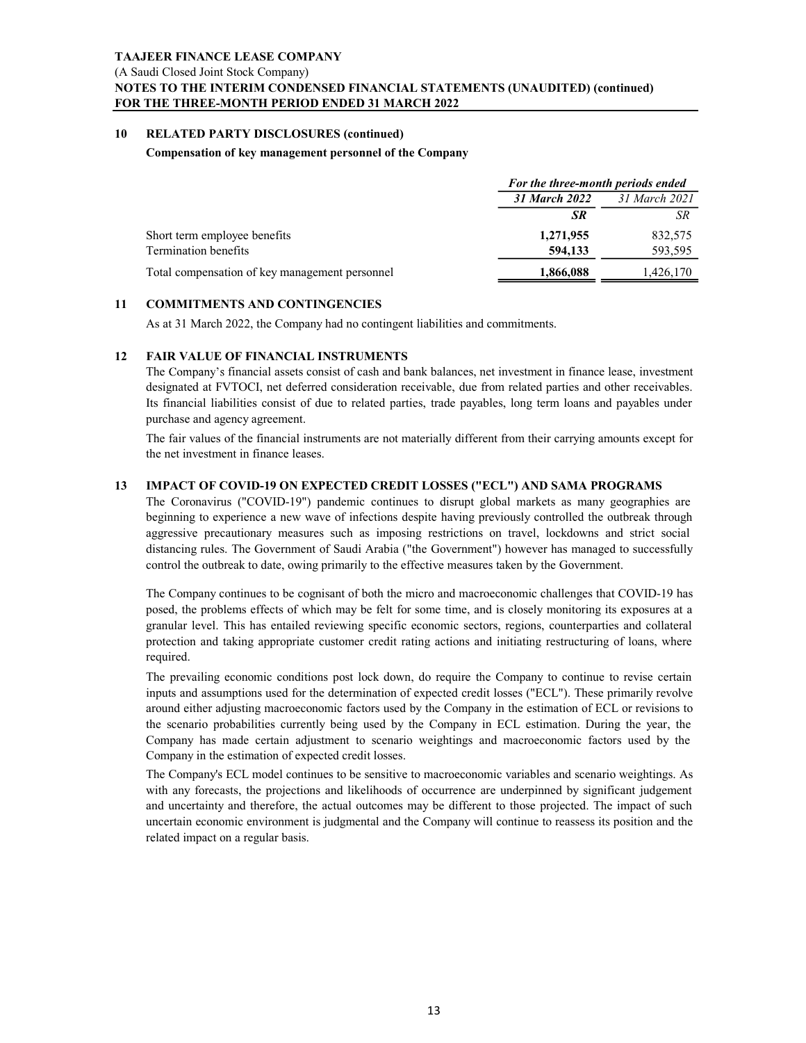**TAAJEER FINANCE LEASE COMPANY**
(A Saudi Closed Joint Stock Company)
**NOTES TO THE INTERIM CONDENSED FINANCIAL STATEMENTS (UNAUDITED) (continued)**
**FOR THE THREE-MONTH PERIOD ENDED 31 MARCH 2022**

## 10 RELATED PARTY DISCLOSURES (continued)

**Compensation of key management personnel of the Company**

| | *For the three-month periods ended* | |
|---|---|---|
| | ***31 March 2022*** | *31 March 2021* |
| | ***SR*** | *SR* |
| Short term employee benefits | **1,271,955** | 832,575 |
| Termination benefits | **594,133** | 593,595 |
| Total compensation of key management personnel | **1,866,088** | 1,426,170 |

## 11 COMMITMENTS AND CONTINGENCIES

As at 31 March 2022, the Company had no contingent liabilities and commitments.

## 12 FAIR VALUE OF FINANCIAL INSTRUMENTS

The Company's financial assets consist of cash and bank balances, net investment in finance lease, investment designated at FVTOCI, net deferred consideration receivable, due from related parties and other receivables. Its financial liabilities consist of due to related parties, trade payables, long term loans and payables under purchase and agency agreement.

The fair values of the financial instruments are not materially different from their carrying amounts except for the net investment in finance leases.

## 13 IMPACT OF COVID-19 ON EXPECTED CREDIT LOSSES ("ECL") AND SAMA PROGRAMS

The Coronavirus ("COVID-19") pandemic continues to disrupt global markets as many geographies are beginning to experience a new wave of infections despite having previously controlled the outbreak through aggressive precautionary measures such as imposing restrictions on travel, lockdowns and strict social distancing rules. The Government of Saudi Arabia ("the Government") however has managed to successfully control the outbreak to date, owing primarily to the effective measures taken by the Government.

The Company continues to be cognisant of both the micro and macroeconomic challenges that COVID-19 has posed, the problems effects of which may be felt for some time, and is closely monitoring its exposures at a granular level. This has entailed reviewing specific economic sectors, regions, counterparties and collateral protection and taking appropriate customer credit rating actions and initiating restructuring of loans, where required.

The prevailing economic conditions post lock down, do require the Company to continue to revise certain inputs and assumptions used for the determination of expected credit losses ("ECL"). These primarily revolve around either adjusting macroeconomic factors used by the Company in the estimation of ECL or revisions to the scenario probabilities currently being used by the Company in ECL estimation. During the year, the Company has made certain adjustment to scenario weightings and macroeconomic factors used by the Company in the estimation of expected credit losses.

The Company's ECL model continues to be sensitive to macroeconomic variables and scenario weightings. As with any forecasts, the projections and likelihoods of occurrence are underpinned by significant judgement and uncertainty and therefore, the actual outcomes may be different to those projected. The impact of such uncertain economic environment is judgmental and the Company will continue to reassess its position and the related impact on a regular basis.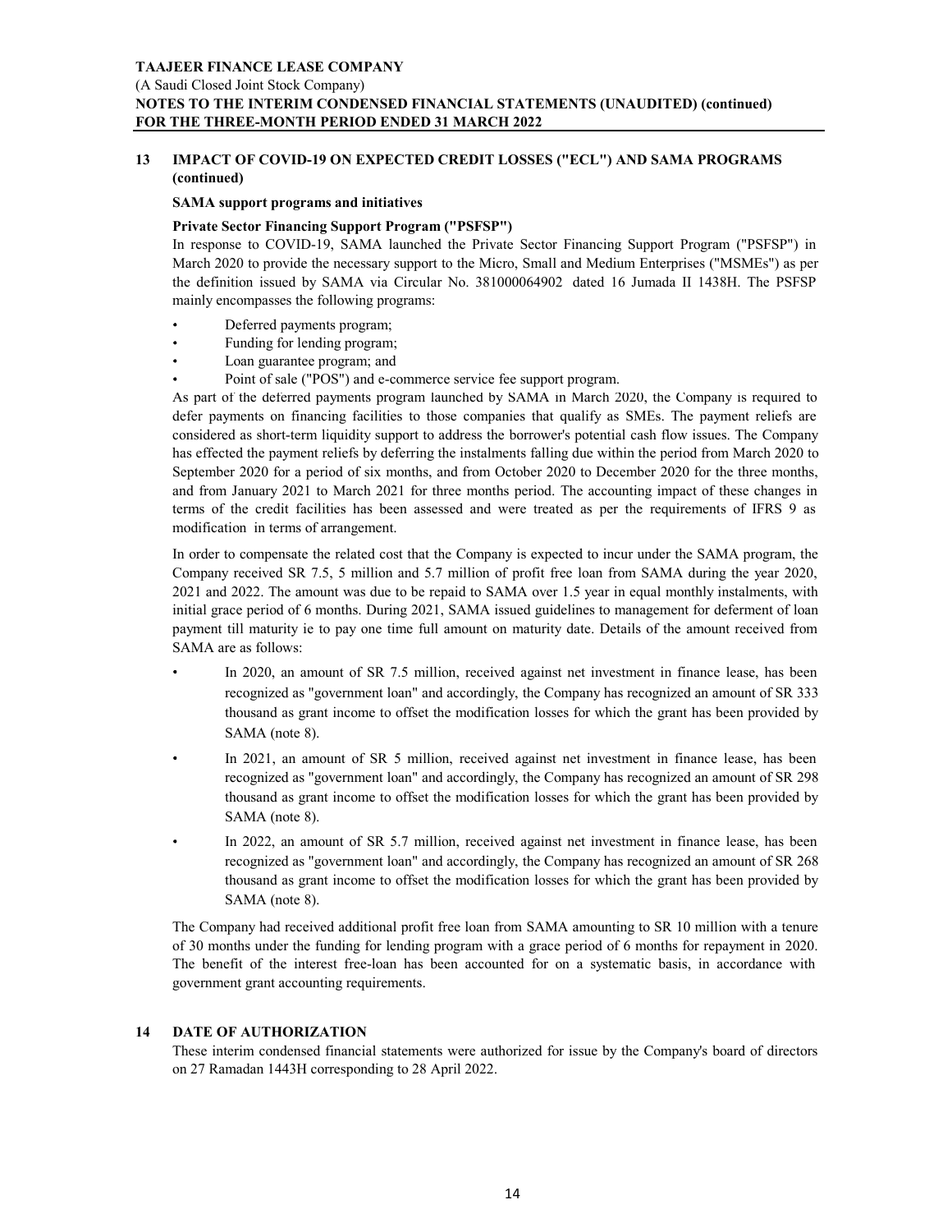## 13 IMPACT OF COVID-19 ON EXPECTED CREDIT LOSSES ("ECL") AND SAMA PROGRAMS (continued)

**SAMA support programs and initiatives**

**Private Sector Financing Support Program ("PSFSP")**

In response to COVID-19, SAMA launched the Private Sector Financing Support Program ("PSFSP") in March 2020 to provide the necessary support to the Micro, Small and Medium Enterprises ("MSMEs") as per the definition issued by SAMA via Circular No. 381000064902 dated 16 Jumada II 1438H. The PSFSP mainly encompasses the following programs:

- Deferred payments program;
- Funding for lending program;
- Loan guarantee program; and
- Point of sale ("POS") and e-commerce service fee support program.

As part of the deferred payments program launched by SAMA in March 2020, the Company is required to defer payments on financing facilities to those companies that qualify as SMEs. The payment reliefs are considered as short-term liquidity support to address the borrower's potential cash flow issues. The Company has effected the payment reliefs by deferring the instalments falling due within the period from March 2020 to September 2020 for a period of six months, and from October 2020 to December 2020 for the three months, and from January 2021 to March 2021 for three months period. The accounting impact of these changes in terms of the credit facilities has been assessed and were treated as per the requirements of IFRS 9 as modification in terms of arrangement.

In order to compensate the related cost that the Company is expected to incur under the SAMA program, the Company received SR 7.5, 5 million and 5.7 million of profit free loan from SAMA during the year 2020, 2021 and 2022. The amount was due to be repaid to SAMA over 1.5 year in equal monthly instalments, with initial grace period of 6 months. During 2021, SAMA issued guidelines to management for deferment of loan payment till maturity ie to pay one time full amount on maturity date. Details of the amount received from SAMA are as follows:

- In 2020, an amount of SR 7.5 million, received against net investment in finance lease, has been recognized as "government loan" and accordingly, the Company has recognized an amount of SR 333 thousand as grant income to offset the modification losses for which the grant has been provided by SAMA (note 8).
- In 2021, an amount of SR 5 million, received against net investment in finance lease, has been recognized as "government loan" and accordingly, the Company has recognized an amount of SR 298 thousand as grant income to offset the modification losses for which the grant has been provided by SAMA (note 8).
- In 2022, an amount of SR 5.7 million, received against net investment in finance lease, has been recognized as "government loan" and accordingly, the Company has recognized an amount of SR 268 thousand as grant income to offset the modification losses for which the grant has been provided by SAMA (note 8).

The Company had received additional profit free loan from SAMA amounting to SR 10 million with a tenure of 30 months under the funding for lending program with a grace period of 6 months for repayment in 2020. The benefit of the interest free-loan has been accounted for on a systematic basis, in accordance with government grant accounting requirements.

## 14 DATE OF AUTHORIZATION

These interim condensed financial statements were authorized for issue by the Company's board of directors on 27 Ramadan 1443H corresponding to 28 April 2022.